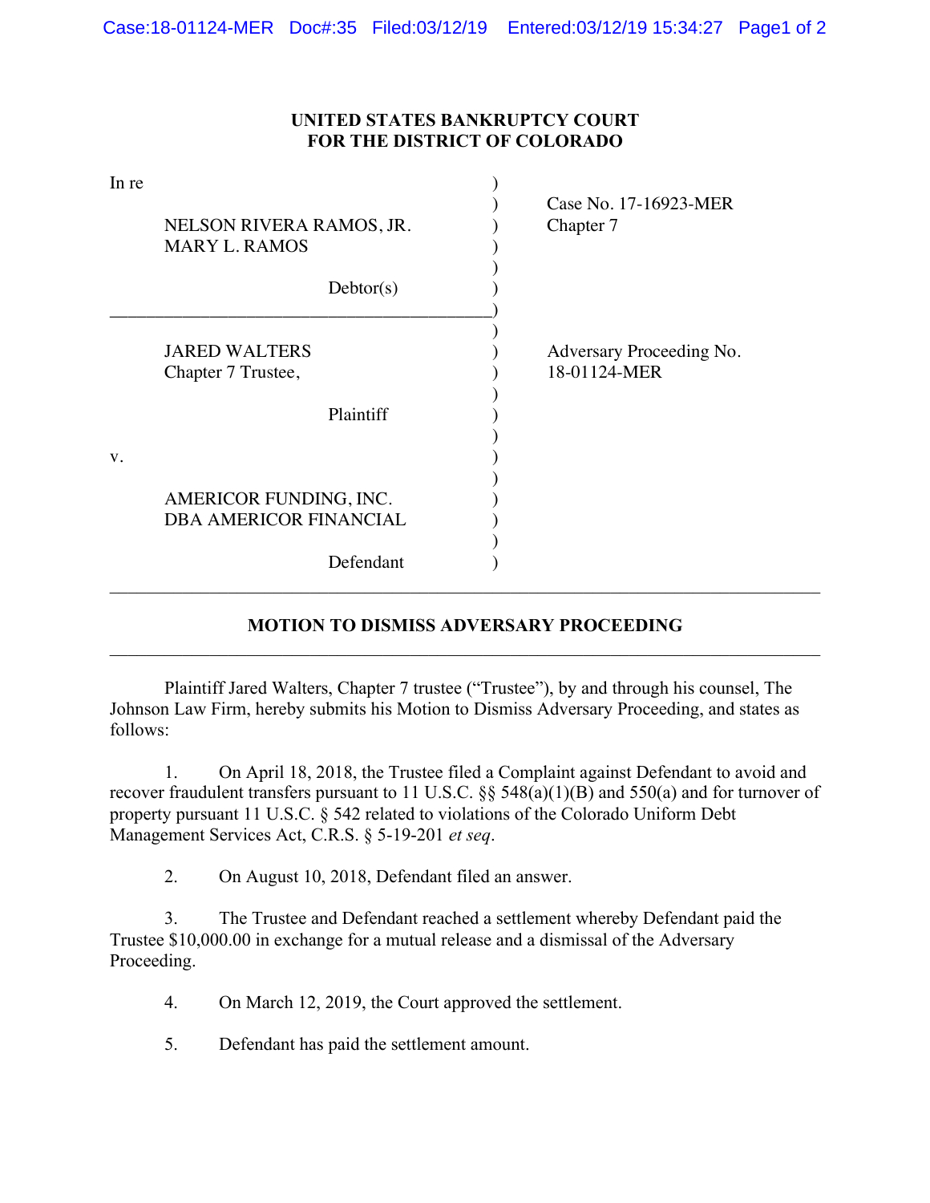**UNITED STATES BANKRUPTCY COURT**
**FOR THE DISTRICT OF COLORADO**

| | |
|---|---|
| In re<br><br>NELSON RIVERA RAMOS, JR.<br>MARY L. RAMOS<br><br>Debtor(s) | Case No. 17-16923-MER<br>Chapter 7 |
| JARED WALTERS<br>Chapter 7 Trustee,<br><br>Plaintiff<br><br>v.<br><br>AMERICOR FUNDING, INC.<br>DBA AMERICOR FINANCIAL<br><br>Defendant | Adversary Proceeding No.<br>18-01124-MER |

## MOTION TO DISMISS ADVERSARY PROCEEDING

Plaintiff Jared Walters, Chapter 7 trustee ("Trustee"), by and through his counsel, The Johnson Law Firm, hereby submits his Motion to Dismiss Adversary Proceeding, and states as follows:

1. On April 18, 2018, the Trustee filed a Complaint against Defendant to avoid and recover fraudulent transfers pursuant to 11 U.S.C. §§ 548(a)(1)(B) and 550(a) and for turnover of property pursuant 11 U.S.C. § 542 related to violations of the Colorado Uniform Debt Management Services Act, C.R.S. § 5-19-201 *et seq*.

2. On August 10, 2018, Defendant filed an answer.

3. The Trustee and Defendant reached a settlement whereby Defendant paid the Trustee $10,000.00 in exchange for a mutual release and a dismissal of the Adversary Proceeding.

4. On March 12, 2019, the Court approved the settlement.

5. Defendant has paid the settlement amount.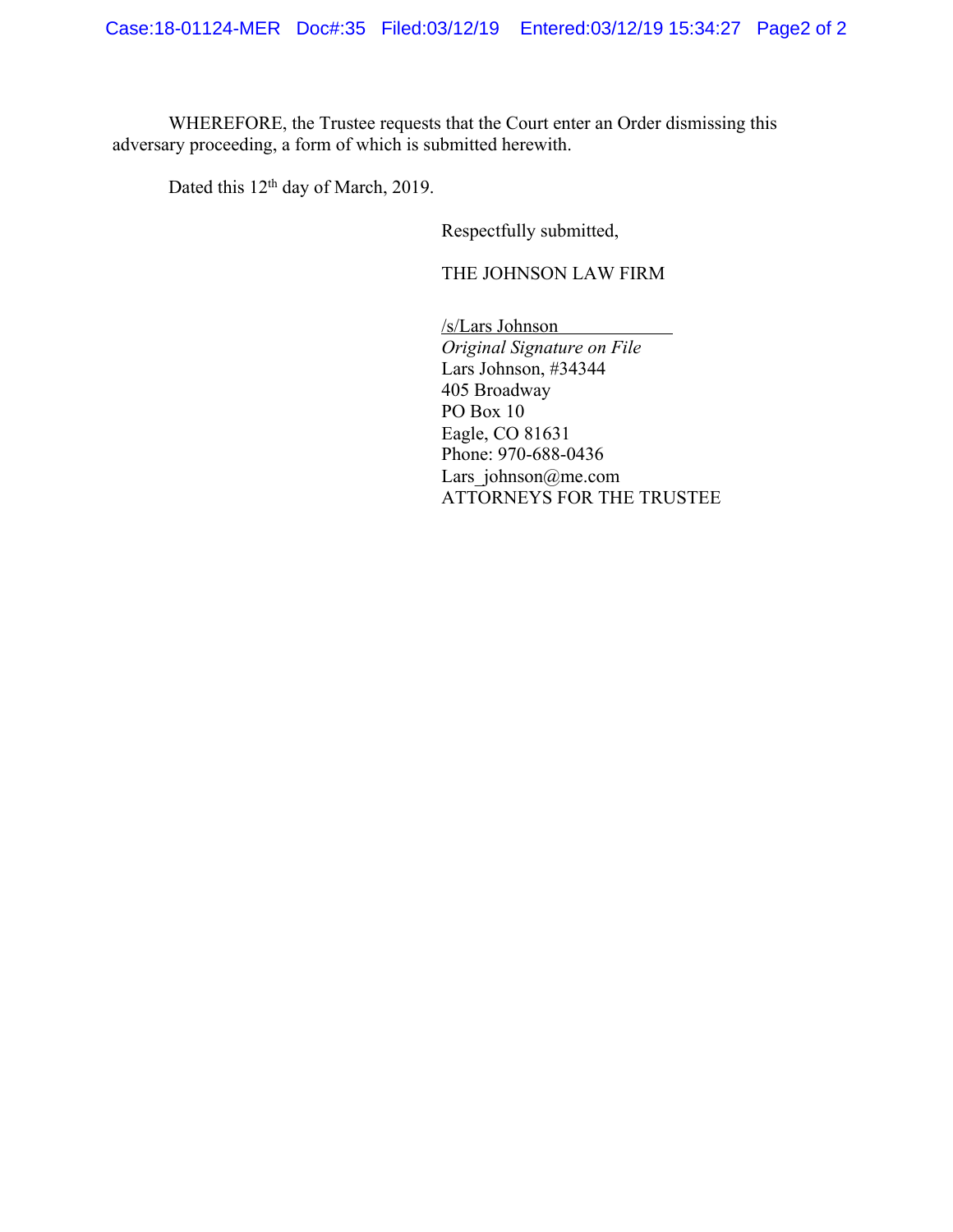WHEREFORE, the Trustee requests that the Court enter an Order dismissing this adversary proceeding, a form of which is submitted herewith.

Dated this 12th day of March, 2019.

Respectfully submitted,

THE JOHNSON LAW FIRM

/s/Lars Johnson
*Original Signature on File*
Lars Johnson, #34344
405 Broadway
PO Box 10
Eagle, CO 81631
Phone: 970-688-0436
Lars_johnson@me.com
ATTORNEYS FOR THE TRUSTEE